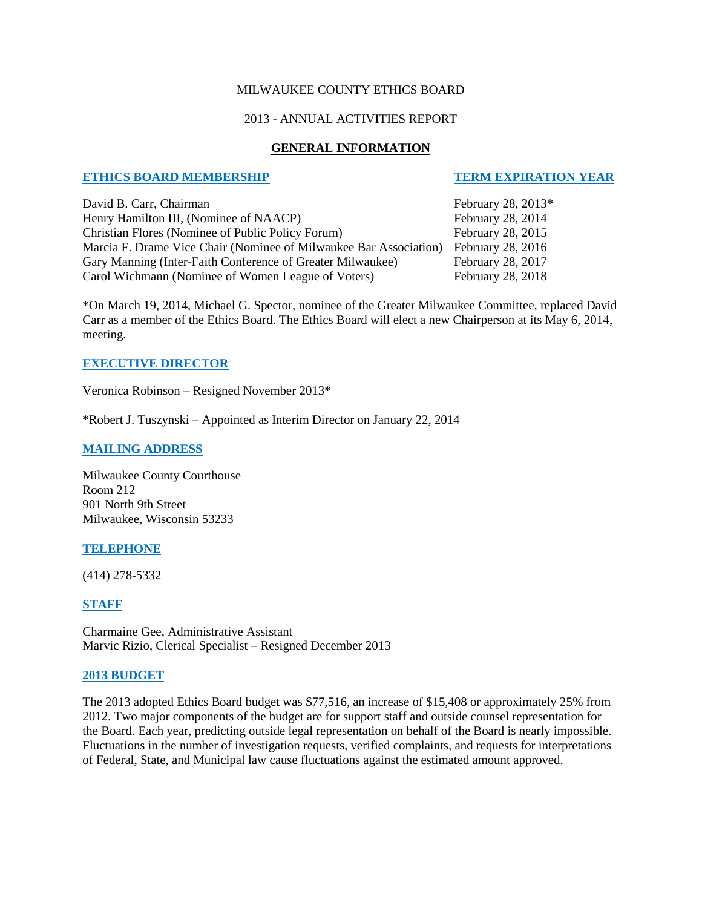MILWAUKEE COUNTY ETHICS BOARD

2013 - ANNUAL ACTIVITIES REPORT

# GENERAL INFORMATION

| ETHICS BOARD MEMBERSHIP | TERM EXPIRATION YEAR |
| --- | --- |
| David B. Carr, Chairman | February 28, 2013* |
| Henry Hamilton III, (Nominee of NAACP) | February 28, 2014 |
| Christian Flores (Nominee of Public Policy Forum) | February 28, 2015 |
| Marcia F. Drame Vice Chair (Nominee of Milwaukee Bar Association) | February 28, 2016 |
| Gary Manning (Inter-Faith Conference of Greater Milwaukee) | February 28, 2017 |
| Carol Wichmann (Nominee of Women League of Voters) | February 28, 2018 |

*On March 19, 2014, Michael G. Spector, nominee of the Greater Milwaukee Committee, replaced David Carr as a member of the Ethics Board. The Ethics Board will elect a new Chairperson at its May 6, 2014, meeting.

## EXECUTIVE DIRECTOR

Veronica Robinson – Resigned November 2013*

*Robert J. Tuszynski – Appointed as Interim Director on January 22, 2014

## MAILING ADDRESS

Milwaukee County Courthouse
Room 212
901 North 9th Street
Milwaukee, Wisconsin 53233

## TELEPHONE

(414) 278-5332

## STAFF

Charmaine Gee, Administrative Assistant
Marvic Rizio, Clerical Specialist – Resigned December 2013

## 2013 BUDGET

The 2013 adopted Ethics Board budget was $77,516, an increase of $15,408 or approximately 25% from 2012. Two major components of the budget are for support staff and outside counsel representation for the Board. Each year, predicting outside legal representation on behalf of the Board is nearly impossible. Fluctuations in the number of investigation requests, verified complaints, and requests for interpretations of Federal, State, and Municipal law cause fluctuations against the estimated amount approved.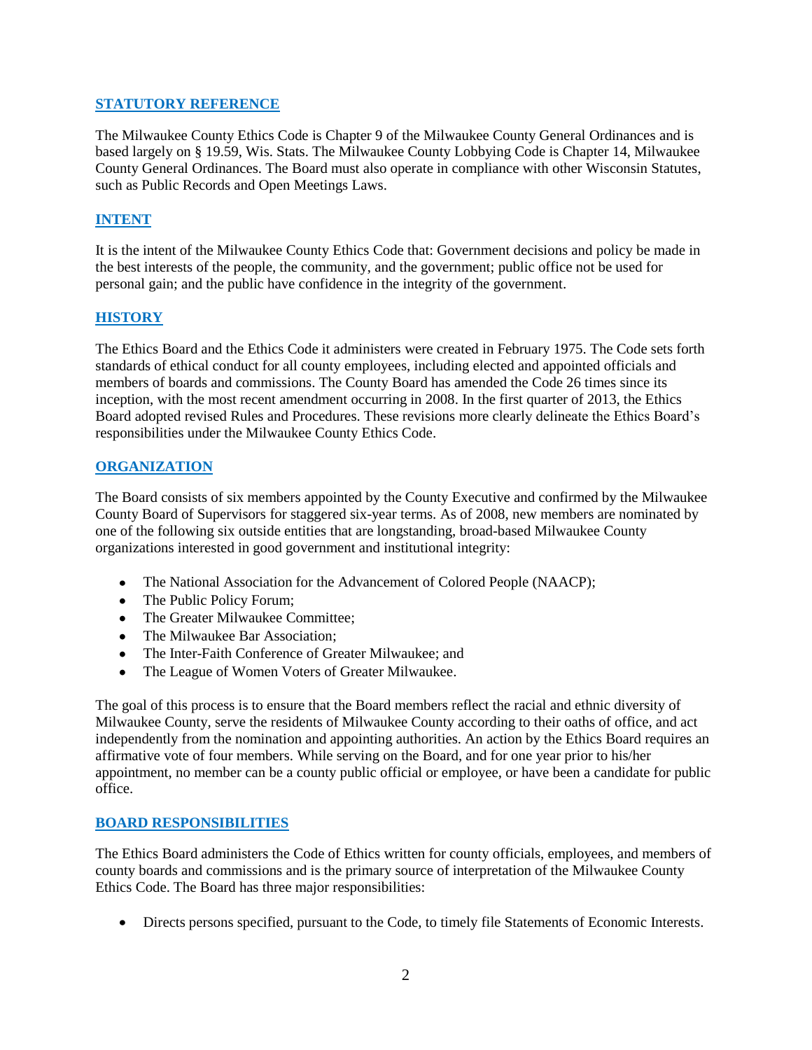## STATUTORY REFERENCE

The Milwaukee County Ethics Code is Chapter 9 of the Milwaukee County General Ordinances and is based largely on § 19.59, Wis. Stats. The Milwaukee County Lobbying Code is Chapter 14, Milwaukee County General Ordinances. The Board must also operate in compliance with other Wisconsin Statutes, such as Public Records and Open Meetings Laws.

## INTENT

It is the intent of the Milwaukee County Ethics Code that: Government decisions and policy be made in the best interests of the people, the community, and the government; public office not be used for personal gain; and the public have confidence in the integrity of the government.

## HISTORY

The Ethics Board and the Ethics Code it administers were created in February 1975. The Code sets forth standards of ethical conduct for all county employees, including elected and appointed officials and members of boards and commissions. The County Board has amended the Code 26 times since its inception, with the most recent amendment occurring in 2008. In the first quarter of 2013, the Ethics Board adopted revised Rules and Procedures. These revisions more clearly delineate the Ethics Board's responsibilities under the Milwaukee County Ethics Code.

## ORGANIZATION

The Board consists of six members appointed by the County Executive and confirmed by the Milwaukee County Board of Supervisors for staggered six-year terms. As of 2008, new members are nominated by one of the following six outside entities that are longstanding, broad-based Milwaukee County organizations interested in good government and institutional integrity:

- The National Association for the Advancement of Colored People (NAACP);
- The Public Policy Forum;
- The Greater Milwaukee Committee;
- The Milwaukee Bar Association;
- The Inter-Faith Conference of Greater Milwaukee; and
- The League of Women Voters of Greater Milwaukee.

The goal of this process is to ensure that the Board members reflect the racial and ethnic diversity of Milwaukee County, serve the residents of Milwaukee County according to their oaths of office, and act independently from the nomination and appointing authorities. An action by the Ethics Board requires an affirmative vote of four members. While serving on the Board, and for one year prior to his/her appointment, no member can be a county public official or employee, or have been a candidate for public office.

## BOARD RESPONSIBILITIES

The Ethics Board administers the Code of Ethics written for county officials, employees, and members of county boards and commissions and is the primary source of interpretation of the Milwaukee County Ethics Code. The Board has three major responsibilities:

- Directs persons specified, pursuant to the Code, to timely file Statements of Economic Interests.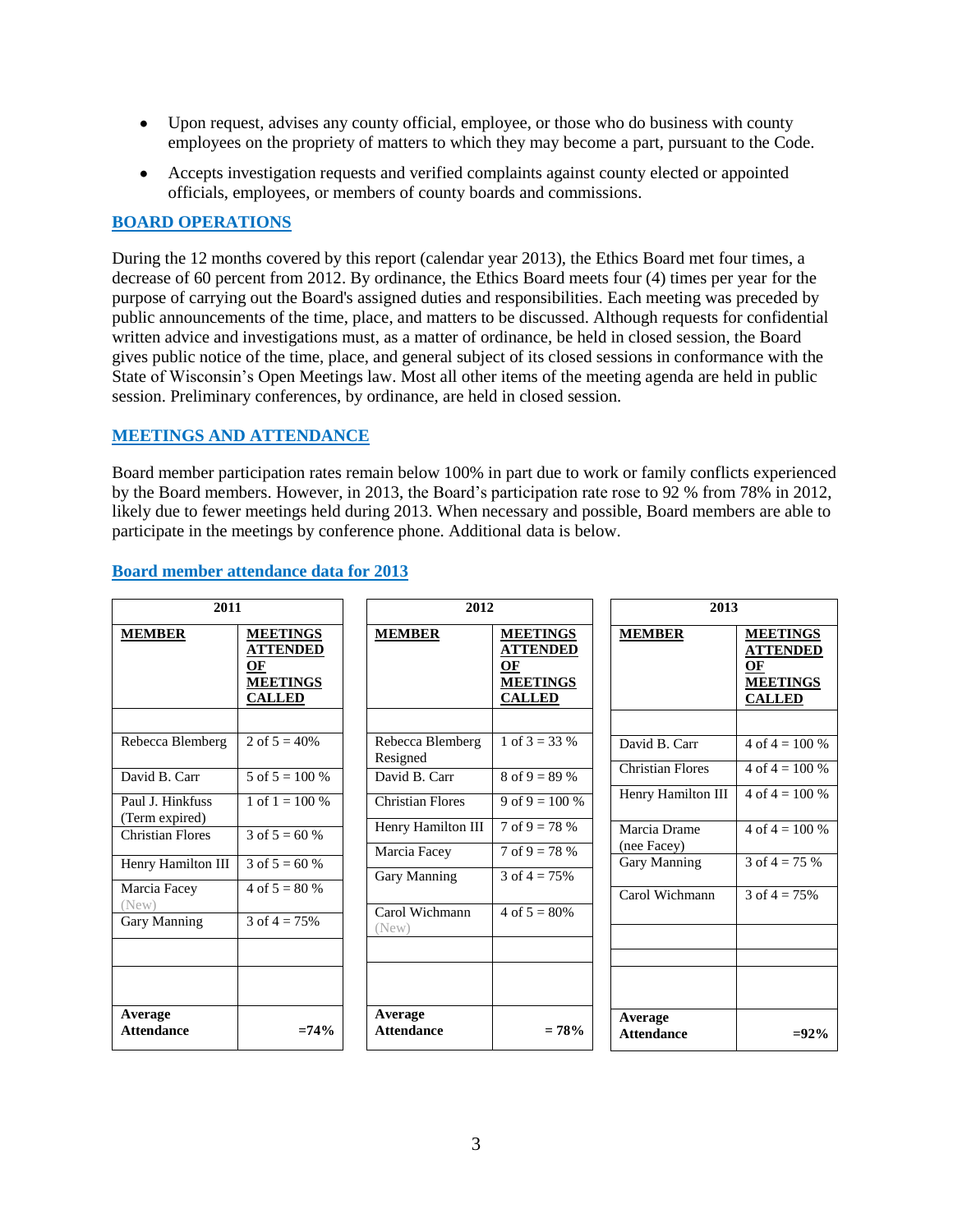- Upon request, advises any county official, employee, or those who do business with county employees on the propriety of matters to which they may become a part, pursuant to the Code.
- Accepts investigation requests and verified complaints against county elected or appointed officials, employees, or members of county boards and commissions.

## BOARD OPERATIONS

During the 12 months covered by this report (calendar year 2013), the Ethics Board met four times, a decrease of 60 percent from 2012. By ordinance, the Ethics Board meets four (4) times per year for the purpose of carrying out the Board's assigned duties and responsibilities. Each meeting was preceded by public announcements of the time, place, and matters to be discussed. Although requests for confidential written advice and investigations must, as a matter of ordinance, be held in closed session, the Board gives public notice of the time, place, and general subject of its closed sessions in conformance with the State of Wisconsin's Open Meetings law. Most all other items of the meeting agenda are held in public session. Preliminary conferences, by ordinance, are held in closed session.

## MEETINGS AND ATTENDANCE

Board member participation rates remain below 100% in part due to work or family conflicts experienced by the Board members. However, in 2013, the Board's participation rate rose to 92 % from 78% in 2012, likely due to fewer meetings held during 2013. When necessary and possible, Board members are able to participate in the meetings by conference phone. Additional data is below.

### Board member attendance data for 2013

**2011**

| MEMBER | MEETINGS ATTENDED OF MEETINGS CALLED |
|---|---|
| | |
| Rebecca Blemberg | 2 of 5 = 40% |
| David B. Carr | 5 of 5 = 100 % |
| Paul J. Hinkfuss (Term expired) | 1 of 1 = 100 % |
| Christian Flores | 3 of 5 = 60 % |
| Henry Hamilton III | 3 of 5 = 60 % |
| Marcia Facey (New) | 4 of 5 = 80 % |
| Gary Manning | 3 of 4 = 75% |
| | |
| | |
| **Average Attendance** | **=74%** |

**2012**

| MEMBER | MEETINGS ATTENDED OF MEETINGS CALLED |
|---|---|
| | |
| Rebecca Blemberg Resigned | 1 of 3 = 33 % |
| David B. Carr | 8 of 9 = 89 % |
| Christian Flores | 9 of 9 = 100 % |
| Henry Hamilton III | 7 of 9 = 78 % |
| Marcia Facey | 7 of 9 = 78 % |
| Gary Manning | 3 of 4 = 75% |
| Carol Wichmann (New) | 4 of 5 = 80% |
| | |
| | |
| **Average Attendance** | **= 78%** |

**2013**

| MEMBER | MEETINGS ATTENDED OF MEETINGS CALLED |
|---|---|
| | |
| David B. Carr | 4 of 4 = 100 % |
| Christian Flores | 4 of 4 = 100 % |
| Henry Hamilton III | 4 of 4 = 100 % |
| Marcia Drame (nee Facey) | 4 of 4 = 100 % |
| Gary Manning | 3 of 4 = 75 % |
| Carol Wichmann | 3 of 4 = 75% |
| | |
| | |
| | |
| **Average Attendance** | **=92%** |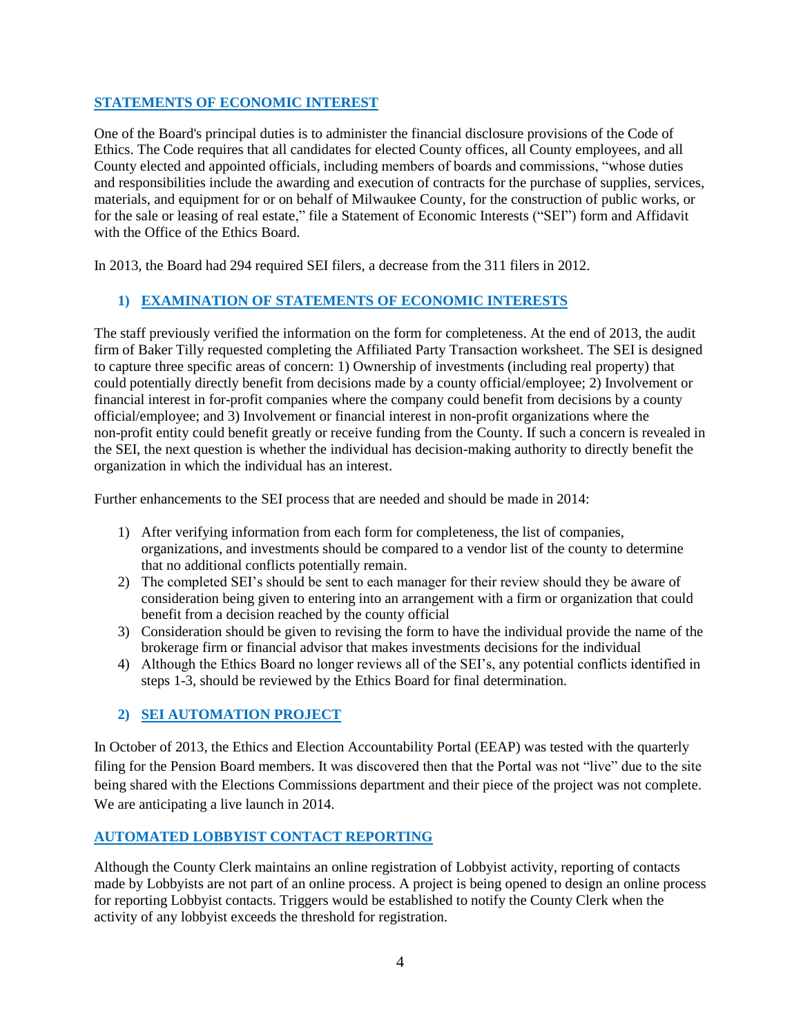## STATEMENTS OF ECONOMIC INTEREST

One of the Board's principal duties is to administer the financial disclosure provisions of the Code of Ethics. The Code requires that all candidates for elected County offices, all County employees, and all County elected and appointed officials, including members of boards and commissions, "whose duties and responsibilities include the awarding and execution of contracts for the purchase of supplies, services, materials, and equipment for or on behalf of Milwaukee County, for the construction of public works, or for the sale or leasing of real estate," file a Statement of Economic Interests ("SEI") form and Affidavit with the Office of the Ethics Board.

In 2013, the Board had 294 required SEI filers, a decrease from the 311 filers in 2012.

### 1) EXAMINATION OF STATEMENTS OF ECONOMIC INTERESTS

The staff previously verified the information on the form for completeness. At the end of 2013, the audit firm of Baker Tilly requested completing the Affiliated Party Transaction worksheet. The SEI is designed to capture three specific areas of concern: 1) Ownership of investments (including real property) that could potentially directly benefit from decisions made by a county official/employee; 2) Involvement or financial interest in for-profit companies where the company could benefit from decisions by a county official/employee; and 3) Involvement or financial interest in non-profit organizations where the non-profit entity could benefit greatly or receive funding from the County. If such a concern is revealed in the SEI, the next question is whether the individual has decision-making authority to directly benefit the organization in which the individual has an interest.

Further enhancements to the SEI process that are needed and should be made in 2014:

1) After verifying information from each form for completeness, the list of companies, organizations, and investments should be compared to a vendor list of the county to determine that no additional conflicts potentially remain.
2) The completed SEI's should be sent to each manager for their review should they be aware of consideration being given to entering into an arrangement with a firm or organization that could benefit from a decision reached by the county official
3) Consideration should be given to revising the form to have the individual provide the name of the brokerage firm or financial advisor that makes investments decisions for the individual
4) Although the Ethics Board no longer reviews all of the SEI's, any potential conflicts identified in steps 1-3, should be reviewed by the Ethics Board for final determination.

### 2) SEI AUTOMATION PROJECT

In October of 2013, the Ethics and Election Accountability Portal (EEAP) was tested with the quarterly filing for the Pension Board members. It was discovered then that the Portal was not "live" due to the site being shared with the Elections Commissions department and their piece of the project was not complete. We are anticipating a live launch in 2014.

## AUTOMATED LOBBYIST CONTACT REPORTING

Although the County Clerk maintains an online registration of Lobbyist activity, reporting of contacts made by Lobbyists are not part of an online process. A project is being opened to design an online process for reporting Lobbyist contacts. Triggers would be established to notify the County Clerk when the activity of any lobbyist exceeds the threshold for registration.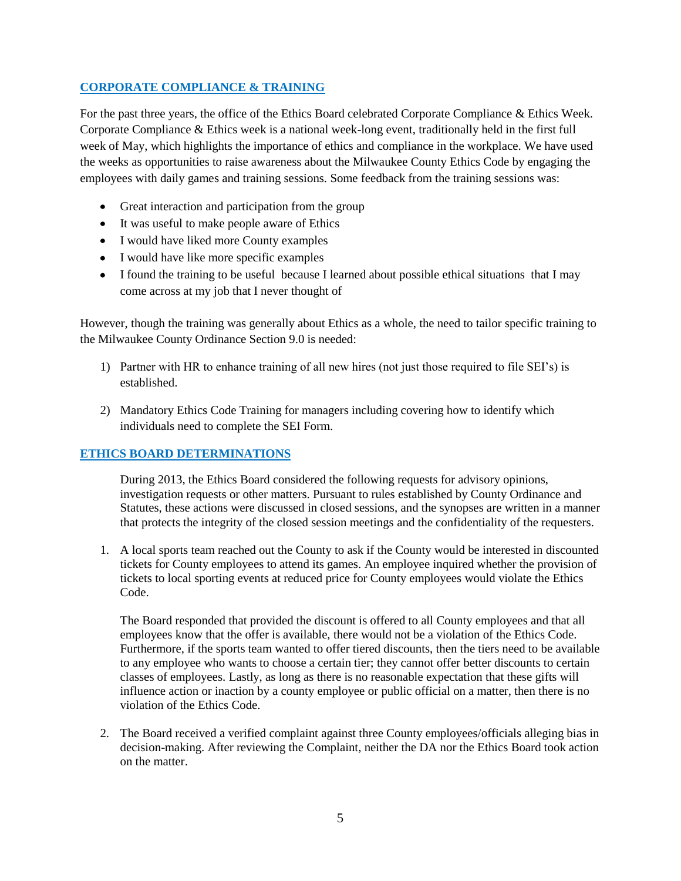## CORPORATE COMPLIANCE & TRAINING

For the past three years, the office of the Ethics Board celebrated Corporate Compliance & Ethics Week. Corporate Compliance & Ethics week is a national week-long event, traditionally held in the first full week of May, which highlights the importance of ethics and compliance in the workplace. We have used the weeks as opportunities to raise awareness about the Milwaukee County Ethics Code by engaging the employees with daily games and training sessions. Some feedback from the training sessions was:

- Great interaction and participation from the group
- It was useful to make people aware of Ethics
- I would have liked more County examples
- I would have like more specific examples
- I found the training to be useful because I learned about possible ethical situations that I may come across at my job that I never thought of

However, though the training was generally about Ethics as a whole, the need to tailor specific training to the Milwaukee County Ordinance Section 9.0 is needed:

1) Partner with HR to enhance training of all new hires (not just those required to file SEI's) is established.

2) Mandatory Ethics Code Training for managers including covering how to identify which individuals need to complete the SEI Form.

## ETHICS BOARD DETERMINATIONS

During 2013, the Ethics Board considered the following requests for advisory opinions, investigation requests or other matters. Pursuant to rules established by County Ordinance and Statutes, these actions were discussed in closed sessions, and the synopses are written in a manner that protects the integrity of the closed session meetings and the confidentiality of the requesters.

1. A local sports team reached out the County to ask if the County would be interested in discounted tickets for County employees to attend its games. An employee inquired whether the provision of tickets to local sporting events at reduced price for County employees would violate the Ethics Code.

   The Board responded that provided the discount is offered to all County employees and that all employees know that the offer is available, there would not be a violation of the Ethics Code. Furthermore, if the sports team wanted to offer tiered discounts, then the tiers need to be available to any employee who wants to choose a certain tier; they cannot offer better discounts to certain classes of employees. Lastly, as long as there is no reasonable expectation that these gifts will influence action or inaction by a county employee or public official on a matter, then there is no violation of the Ethics Code.

2. The Board received a verified complaint against three County employees/officials alleging bias in decision-making. After reviewing the Complaint, neither the DA nor the Ethics Board took action on the matter.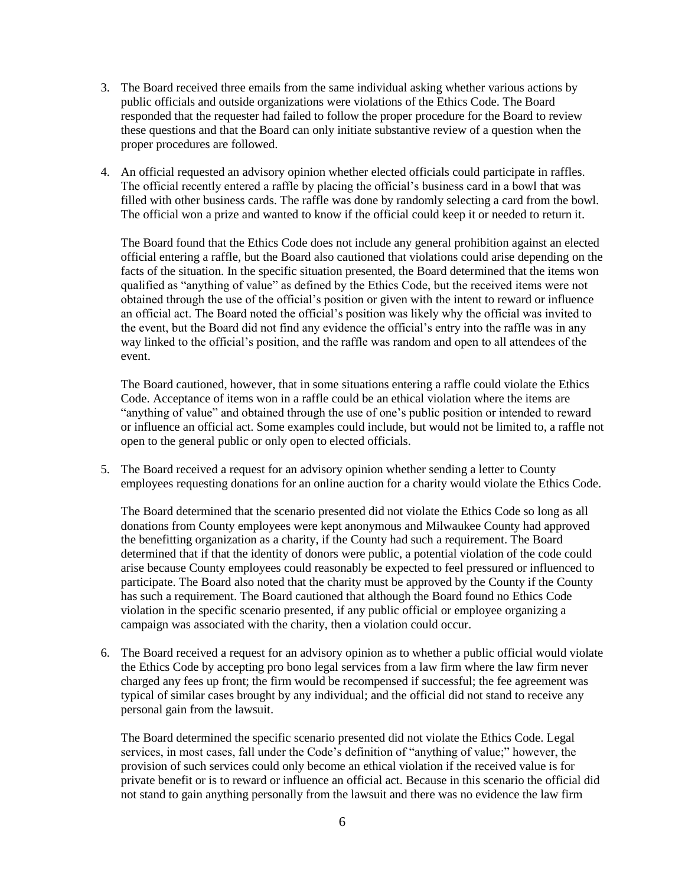3. The Board received three emails from the same individual asking whether various actions by public officials and outside organizations were violations of the Ethics Code. The Board responded that the requester had failed to follow the proper procedure for the Board to review these questions and that the Board can only initiate substantive review of a question when the proper procedures are followed.

4. An official requested an advisory opinion whether elected officials could participate in raffles. The official recently entered a raffle by placing the official's business card in a bowl that was filled with other business cards. The raffle was done by randomly selecting a card from the bowl. The official won a prize and wanted to know if the official could keep it or needed to return it.

   The Board found that the Ethics Code does not include any general prohibition against an elected official entering a raffle, but the Board also cautioned that violations could arise depending on the facts of the situation. In the specific situation presented, the Board determined that the items won qualified as "anything of value" as defined by the Ethics Code, but the received items were not obtained through the use of the official's position or given with the intent to reward or influence an official act. The Board noted the official's position was likely why the official was invited to the event, but the Board did not find any evidence the official's entry into the raffle was in any way linked to the official's position, and the raffle was random and open to all attendees of the event.

   The Board cautioned, however, that in some situations entering a raffle could violate the Ethics Code. Acceptance of items won in a raffle could be an ethical violation where the items are "anything of value" and obtained through the use of one's public position or intended to reward or influence an official act. Some examples could include, but would not be limited to, a raffle not open to the general public or only open to elected officials.

5. The Board received a request for an advisory opinion whether sending a letter to County employees requesting donations for an online auction for a charity would violate the Ethics Code.

   The Board determined that the scenario presented did not violate the Ethics Code so long as all donations from County employees were kept anonymous and Milwaukee County had approved the benefitting organization as a charity, if the County had such a requirement. The Board determined that if that the identity of donors were public, a potential violation of the code could arise because County employees could reasonably be expected to feel pressured or influenced to participate. The Board also noted that the charity must be approved by the County if the County has such a requirement. The Board cautioned that although the Board found no Ethics Code violation in the specific scenario presented, if any public official or employee organizing a campaign was associated with the charity, then a violation could occur.

6. The Board received a request for an advisory opinion as to whether a public official would violate the Ethics Code by accepting pro bono legal services from a law firm where the law firm never charged any fees up front; the firm would be recompensed if successful; the fee agreement was typical of similar cases brought by any individual; and the official did not stand to receive any personal gain from the lawsuit.

   The Board determined the specific scenario presented did not violate the Ethics Code. Legal services, in most cases, fall under the Code's definition of "anything of value;" however, the provision of such services could only become an ethical violation if the received value is for private benefit or is to reward or influence an official act. Because in this scenario the official did not stand to gain anything personally from the lawsuit and there was no evidence the law firm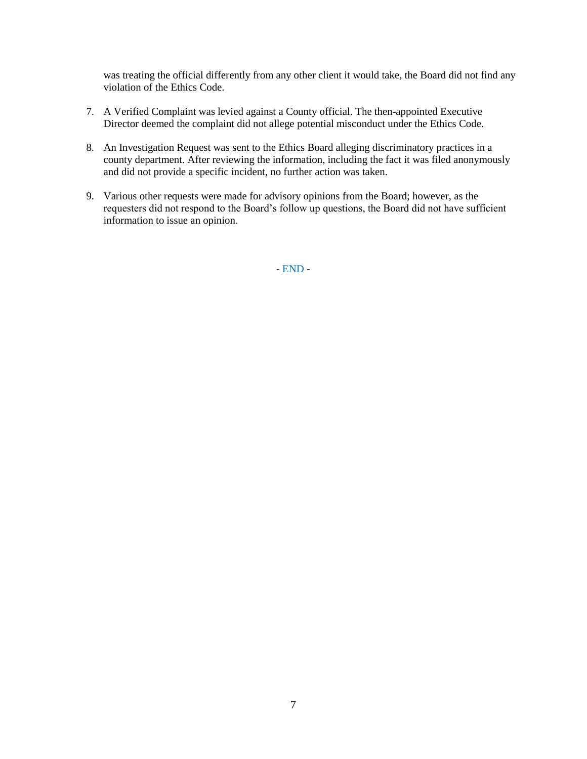was treating the official differently from any other client it would take, the Board did not find any violation of the Ethics Code.

7. A Verified Complaint was levied against a County official. The then-appointed Executive Director deemed the complaint did not allege potential misconduct under the Ethics Code.

8. An Investigation Request was sent to the Ethics Board alleging discriminatory practices in a county department. After reviewing the information, including the fact it was filed anonymously and did not provide a specific incident, no further action was taken.

9. Various other requests were made for advisory opinions from the Board; however, as the requesters did not respond to the Board's follow up questions, the Board did not have sufficient information to issue an opinion.

- END -